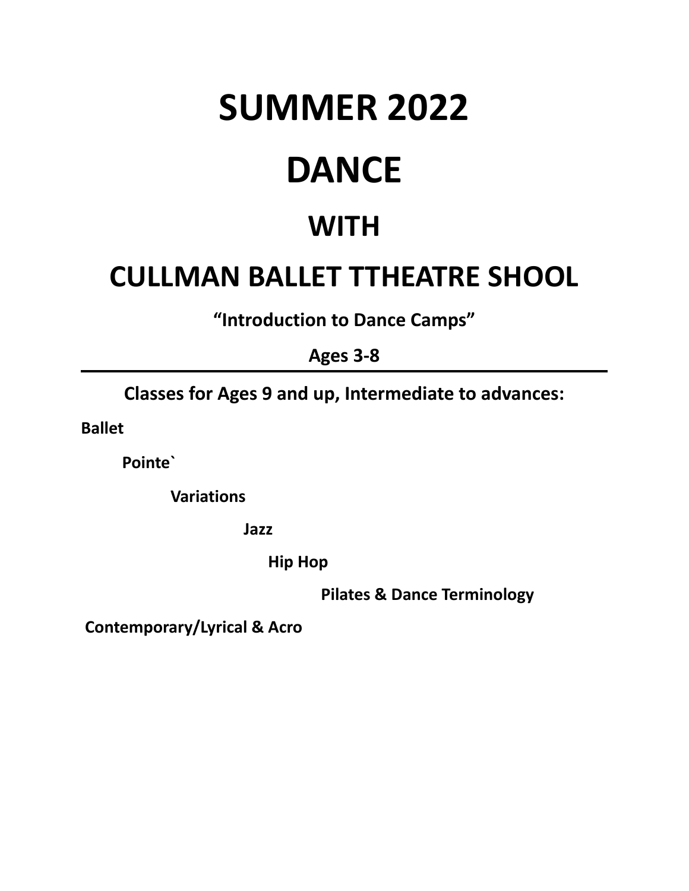# SUMMER 2022

# DANCE

## WITH

## CULLMAN BALLET TTHEATRE SHOOL

**"Introduction to Dance Camps"**

**Ages 3-8**

---

**Classes for Ages 9 and up, Intermediate to advances:**

**Ballet**

**Pointe`**

**Variations**

**Jazz**

**Hip Hop**

**Pilates & Dance Terminology**

**Contemporary/Lyrical & Acro**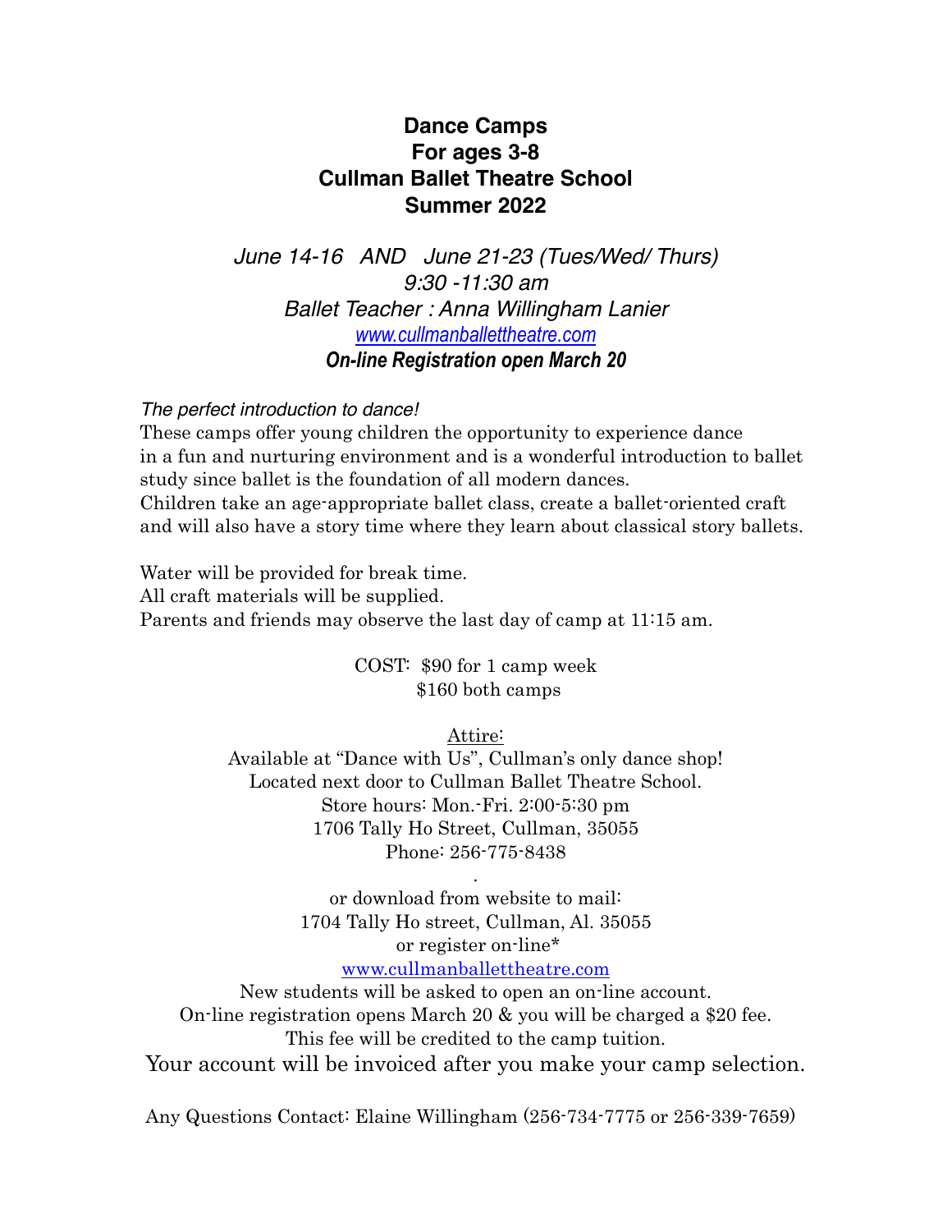# Dance Camps
# For ages 3-8
# Cullman Ballet Theatre School
# Summer 2022

*June 14-16 AND June 21-23 (Tues/Wed/ Thurs)*
*9:30 -11:30 am*
*Ballet Teacher : Anna Willingham Lanier*
*www.cullmanballettheatre.com*
***On-line Registration open March 20***

*The perfect introduction to dance!*
These camps offer young children the opportunity to experience dance in a fun and nurturing environment and is a wonderful introduction to ballet study since ballet is the foundation of all modern dances.
Children take an age-appropriate ballet class, create a ballet-oriented craft and will also have a story time where they learn about classical story ballets.

Water will be provided for break time.
All craft materials will be supplied.
Parents and friends may observe the last day of camp at 11:15 am.

COST: $90 for 1 camp week
$160 both camps

Attire:
Available at "Dance with Us", Cullman's only dance shop!
Located next door to Cullman Ballet Theatre School.
Store hours: Mon.-Fri. 2:00-5:30 pm
1706 Tally Ho Street, Cullman, 35055
Phone: 256-775-8438

.

or download from website to mail:
1704 Tally Ho street, Cullman, Al. 35055
or register on-line*
www.cullmanballettheatre.com
New students will be asked to open an on-line account.
On-line registration opens March 20 & you will be charged a $20 fee.
This fee will be credited to the camp tuition.
Your account will be invoiced after you make your camp selection.

Any Questions Contact: Elaine Willingham (256-734-7775 or 256-339-7659)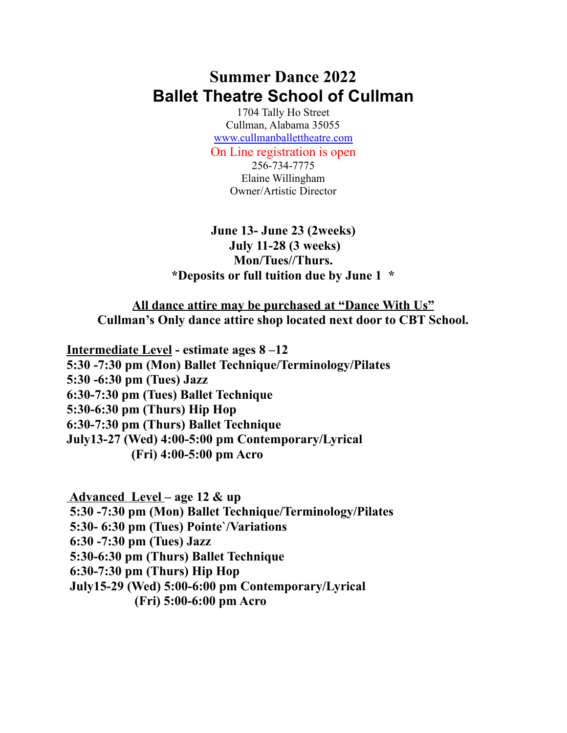# Summer Dance 2022

# Ballet Theatre School of Cullman

1704 Tally Ho Street
Cullman, Alabama 35055
www.cullmanballettheatre.com
On Line registration is open
256-734-7775
Elaine Willingham
Owner/Artistic Director

**June 13- June 23 (2weeks)**
**July 11-28 (3 weeks)**
**Mon/Tues//Thurs.**
***Deposits or full tuition due by June 1 ***

**<u>All dance attire may be purchased at "Dance With Us"</u>**
**Cullman's Only dance attire shop located next door to CBT School.**

**<u>Intermediate Level</u> - estimate ages 8 –12**
**5:30 -7:30 pm (Mon) Ballet Technique/Terminology/Pilates**
**5:30 -6:30 pm (Tues) Jazz**
**6:30-7:30 pm (Tues) Ballet Technique**
**5:30-6:30 pm (Thurs) Hip Hop**
**6:30-7:30 pm (Thurs) Ballet Technique**
**July13-27 (Wed) 4:00-5:00 pm Contemporary/Lyrical**
**(Fri) 4:00-5:00 pm Acro**

**<u>Advanced Level</u> – age 12 & up**
**5:30 -7:30 pm (Mon) Ballet Technique/Terminology/Pilates**
**5:30- 6:30 pm (Tues) Pointe`/Variations**
**6:30 -7:30 pm (Tues) Jazz**
**5:30-6:30 pm (Thurs) Ballet Technique**
**6:30-7:30 pm (Thurs) Hip Hop**
**July15-29 (Wed) 5:00-6:00 pm Contemporary/Lyrical**
**(Fri) 5:00-6:00 pm Acro**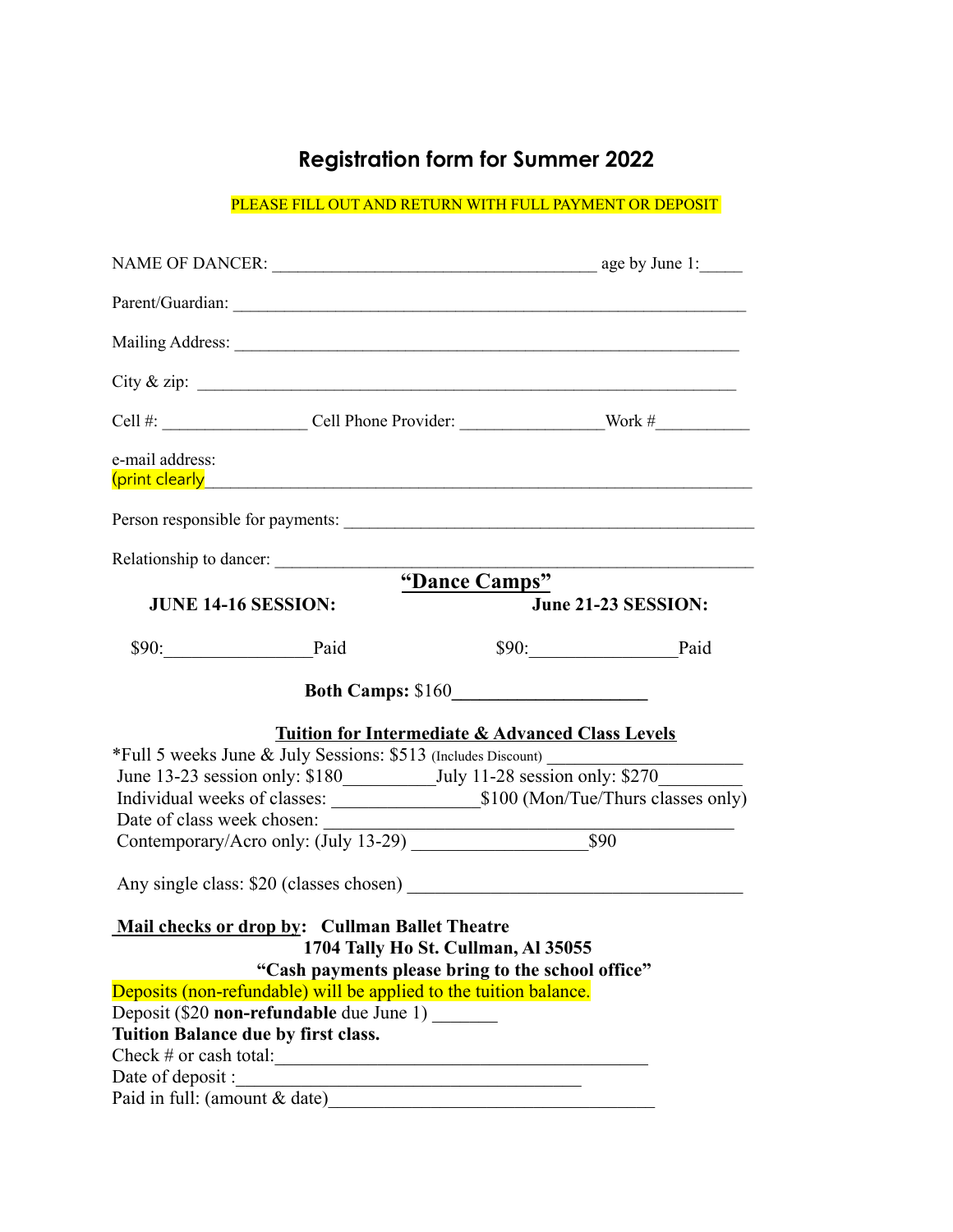# Registration form for Summer 2022

PLEASE FILL OUT AND RETURN WITH FULL PAYMENT OR DEPOSIT

NAME OF DANCER: ______________________________________ age by June 1:_____

Parent/Guardian: ____________________________________________________________

Mailing Address: ___________________________________________________________

City & zip: ________________________________________________________________

Cell #: ________________ Cell Phone Provider: ________________Work #__________

e-mail address:
(print clearly_______________________________________________________________

Person responsible for payments: ______________________________________________

Relationship to dancer: _____________________________________________________

## "Dance Camps"

**JUNE 14-16 SESSION:** $90:_______________Paid

**June 21-23 SESSION:** $90:_______________Paid

**Both Camps:** $160____________________

**Tuition for Intermediate & Advanced Class Levels**

*Full 5 weeks June & July Sessions: $513 (Includes Discount) ____________________

June 13-23 session only: $180__________July 11-28 session only: $270________

Individual weeks of classes: ________________$100 (Mon/Tue/Thurs classes only)

Date of class week chosen: _______________________________________

Contemporary/Acro only: (July 13-29) __________________$90

Any single class: $20 (classes chosen) ___________________________________

**Mail checks or drop by: Cullman Ballet Theatre**
**1704 Tally Ho St. Cullman, Al 35055**
**"Cash payments please bring to the school office"**

Deposits (non-refundable) will be applied to the tuition balance.

Deposit ($20 **non-refundable** due June 1) _______

**Tuition Balance due by first class.**

Check # or cash total:_____________________________________

Date of deposit :___________________________________

Paid in full: (amount & date)__________________________________